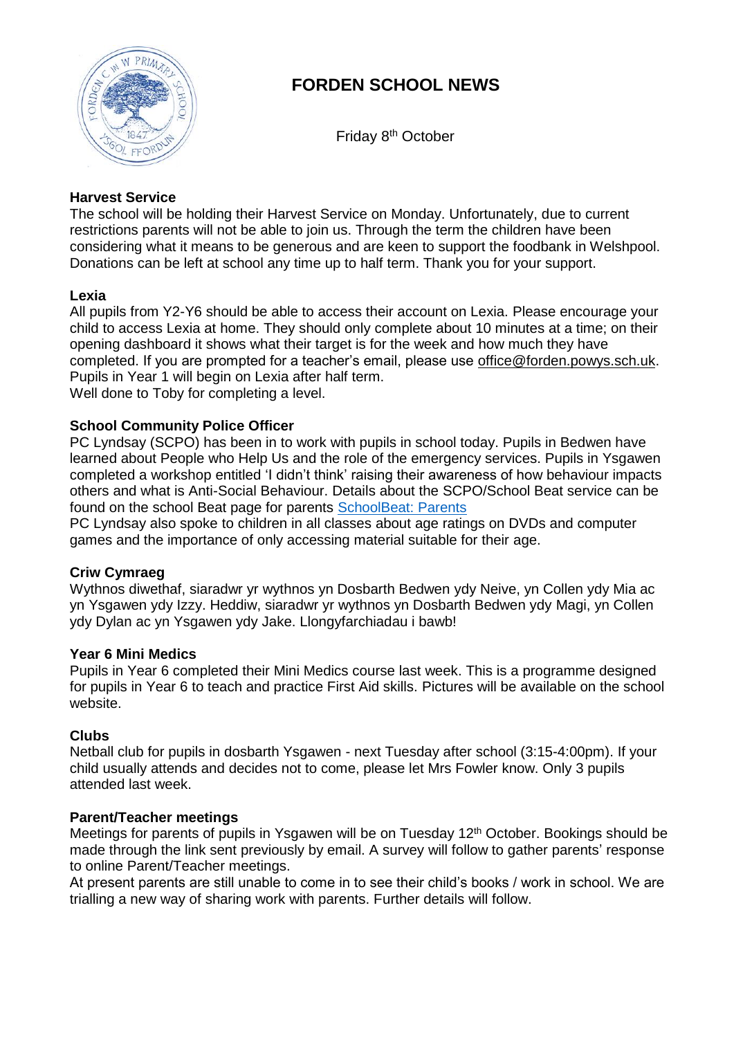# FORDEN SCHOOL NEWS

Friday 8th October

**Harvest Service**

The school will be holding their Harvest Service on Monday. Unfortunately, due to current restrictions parents will not be able to join us. Through the term the children have been considering what it means to be generous and are keen to support the foodbank in Welshpool. Donations can be left at school any time up to half term. Thank you for your support.

**Lexia**

All pupils from Y2-Y6 should be able to access their account on Lexia. Please encourage your child to access Lexia at home. They should only complete about 10 minutes at a time; on their opening dashboard it shows what their target is for the week and how much they have completed. If you are prompted for a teacher's email, please use office@forden.powys.sch.uk. Pupils in Year 1 will begin on Lexia after half term.

Well done to Toby for completing a level.

**School Community Police Officer**

PC Lyndsay (SCPO) has been in to work with pupils in school today. Pupils in Bedwen have learned about People who Help Us and the role of the emergency services. Pupils in Ysgawen completed a workshop entitled 'I didn't think' raising their awareness of how behaviour impacts others and what is Anti-Social Behaviour. Details about the SCPO/School Beat service can be found on the school Beat page for parents SchoolBeat: Parents

PC Lyndsay also spoke to children in all classes about age ratings on DVDs and computer games and the importance of only accessing material suitable for their age.

**Criw Cymraeg**

Wythnos diwethaf, siaradwr yr wythnos yn Dosbarth Bedwen ydy Neive, yn Collen ydy Mia ac yn Ysgawen ydy Izzy. Heddiw, siaradwr yr wythnos yn Dosbarth Bedwen ydy Magi, yn Collen ydy Dylan ac yn Ysgawen ydy Jake. Llongyfarchiadau i bawb!

**Year 6 Mini Medics**

Pupils in Year 6 completed their Mini Medics course last week. This is a programme designed for pupils in Year 6 to teach and practice First Aid skills. Pictures will be available on the school website.

**Clubs**

Netball club for pupils in dosbarth Ysgawen - next Tuesday after school (3:15-4:00pm). If your child usually attends and decides not to come, please let Mrs Fowler know. Only 3 pupils attended last week.

**Parent/Teacher meetings**

Meetings for parents of pupils in Ysgawen will be on Tuesday 12th October. Bookings should be made through the link sent previously by email. A survey will follow to gather parents' response to online Parent/Teacher meetings.

At present parents are still unable to come in to see their child's books / work in school. We are trialling a new way of sharing work with parents. Further details will follow.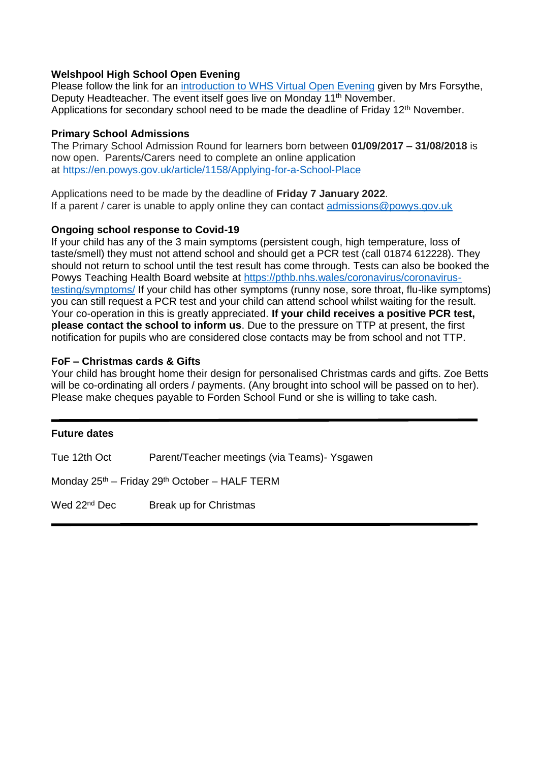**Welshpool High School Open Evening**
Please follow the link for an [introduction to WHS Virtual Open Evening](introduction to WHS Virtual Open Evening) given by Mrs Forsythe, Deputy Headteacher. The event itself goes live on Monday 11th November.
Applications for secondary school need to be made the deadline of Friday 12th November.

**Primary School Admissions**
The Primary School Admission Round for learners born between **01/09/2017 – 31/08/2018** is now open. Parents/Carers need to complete an online application at https://en.powys.gov.uk/article/1158/Applying-for-a-School-Place

Applications need to be made by the deadline of **Friday 7 January 2022**.
If a parent / carer is unable to apply online they can contact admissions@powys.gov.uk

**Ongoing school response to Covid-19**
If your child has any of the 3 main symptoms (persistent cough, high temperature, loss of taste/smell) they must not attend school and should get a PCR test (call 01874 612228). They should not return to school until the test result has come through. Tests can also be booked the Powys Teaching Health Board website at https://pthb.nhs.wales/coronavirus/coronavirus-testing/symptoms/ If your child has other symptoms (runny nose, sore throat, flu-like symptoms) you can still request a PCR test and your child can attend school whilst waiting for the result. Your co-operation in this is greatly appreciated. **If your child receives a positive PCR test, please contact the school to inform us**. Due to the pressure on TTP at present, the first notification for pupils who are considered close contacts may be from school and not TTP.

**FoF – Christmas cards & Gifts**
Your child has brought home their design for personalised Christmas cards and gifts. Zoe Betts will be co-ordinating all orders / payments. (Any brought into school will be passed on to her). Please make cheques payable to Forden School Fund or she is willing to take cash.

---

**Future dates**

| | |
|---|---|
| Tue 12th Oct | Parent/Teacher meetings (via Teams)- Ysgawen |
| Monday 25th – Friday 29th October – HALF TERM | |
| Wed 22nd Dec | Break up for Christmas |

---